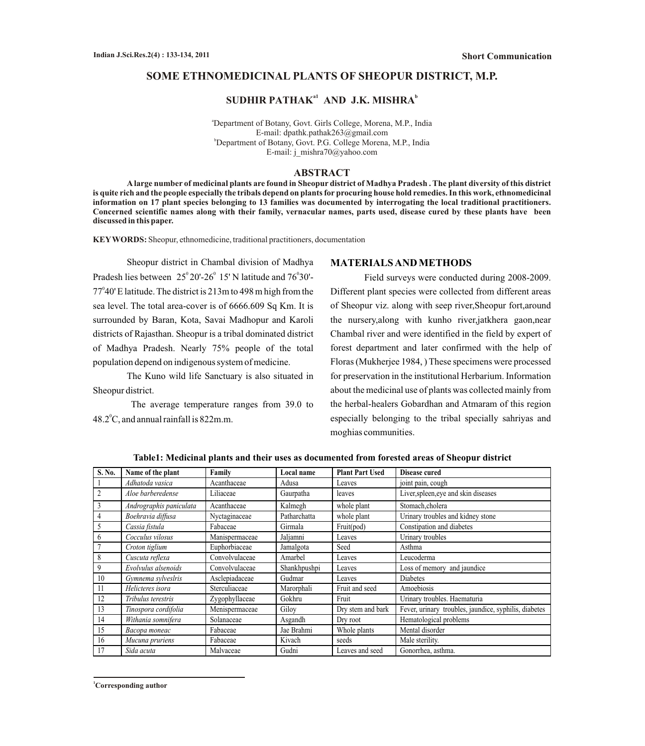Short Communication

# SOME ETHNOMEDICINAL PLANTS OF SHEOPUR DISTRICT, M.P.

**SUDHIR PATHAK[a1] AND J.K. MISHRA[b]**

[a]Department of Botany, Govt. Girls College, Morena, M.P., India
E-mail: dpathk.pathak263@gmail.com
[b]Department of Botany, Govt. P.G. College Morena, M.P., India
E-mail: j_mishra70@yahoo.com

## ABSTRACT

**A large number of medicinal plants are found in Sheopur district of Madhya Pradesh . The plant diversity of this district is quite rich and the people especially the tribals depend on plants for procuring house hold remedies. In this work, ethnomedicinal information on 17 plant species belonging to 13 families was documented by interrogating the local traditional practitioners. Concerned scientific names along with their family, vernacular names, parts used, disease cured by these plants have been discussed in this paper.**

**KEYWORDS:** Sheopur, ethnomedicine, traditional practitioners, documentation

Sheopur district in Chambal division of Madhya Pradesh lies between $25^0$ 20'-$26^0$ 15' N latitude and $76^0$30'-$77^0$40' E latitude. The district is 213m to 498 m high from the sea level. The total area-cover is of 6666.609 Sq Km. It is surrounded by Baran, Kota, Savai Madhopur and Karoli districts of Rajasthan. Sheopur is a tribal dominated district of Madhya Pradesh. Nearly 75% people of the total population depend on indigenous system of medicine.

The Kuno wild life Sanctuary is also situated in Sheopur district.

The average temperature ranges from 39.0 to 48.2$^0$C, and annual rainfall is 822m.m.

## MATERIALS AND METHODS

Field surveys were conducted during 2008-2009. Different plant species were collected from different areas of Sheopur viz. along with seep river,Sheopur fort,around the nursery,along with kunho river,jatkhera gaon,near Chambal river and were identified in the field by expert of forest department and later confirmed with the help of Floras (Mukherjee 1984, ) These specimens were processed for preservation in the institutional Herbarium. Information about the medicinal use of plants was collected mainly from the herbal-healers Gobardhan and Atmaram of this region especially belonging to the tribal specially sahriyas and moghias communities.

**Table1: Medicinal plants and their uses as documented from forested areas of Sheopur district**

| S. No. | Name of the plant | Family | Local name | Plant Part Used | Disease cured |
|---|---|---|---|---|---|
| 1 | *Adhatoda vasica* | Acanthaceae | Adusa | Leaves | joint pain, cough |
| 2 | *Aloe barberedense* | Liliaceae | Gaurpatha | leaves | Liver,spleen,eye and skin diseases |
| 3 | *Andrographis paniculata* | Acanthaceae | Kalmegh | whole plant | Stomach,cholera |
| 4 | *Boehravia diffusa* | Nyctaginaceae | Patharchatta | whole plant | Urinary troubles and kidney stone |
| 5 | *Cassia fistula* | Fabaceae | Girmala | Fruit(pod) | Constipation and diabetes |
| 6 | *Cocculus vilosus* | Manispermaceae | Jaljamni | Leaves | Urinary troubles |
| 7 | *Croton tiglium* | Euphorbiaceae | Jamalgota | Seed | Asthma |
| 8 | *Cuscuta reflexa* | Convolvulaceae | Amarbel | Leaves | Leucoderma |
| 9 | *Evolvulus alsenoids* | Convolvulaceae | Shankhpushpi | Leaves | Loss of memory and jaundice |
| 10 | *Gymnema sylveslris* | Asclepiadaceae | Gudmar | Leaves | Diabetes |
| 11 | *Helicteres isora* | Sterculiaceae | Marorphali | Fruit and seed | Amoebiosis |
| 12 | *Tribulus terestris* | Zygophyllaceae | Gokhru | Fruit | Urinary troubles. Haematuria |
| 13 | *Tinospora cordifolia* | Menispermaceae | Giloy | Dry stem and bark | Fever, urinary troubles, jaundice, syphilis, diabetes |
| 14 | *Withania somnifera* | Solanaceae | Asgandh | Dry root | Hematological problems |
| 15 | *Bacopa moneac* | Fabaceae | Jae Brahmi | Whole plants | Mental disorder |
| 16 | *Mucuna pruriens* | Fabaceae | Kivach | seeds | Male sterility. |
| 17 | *Sida acuta* | Malvaceae | Gudni | Leaves and seed | Gonorrhea, asthma. |

[1]**Corresponding author**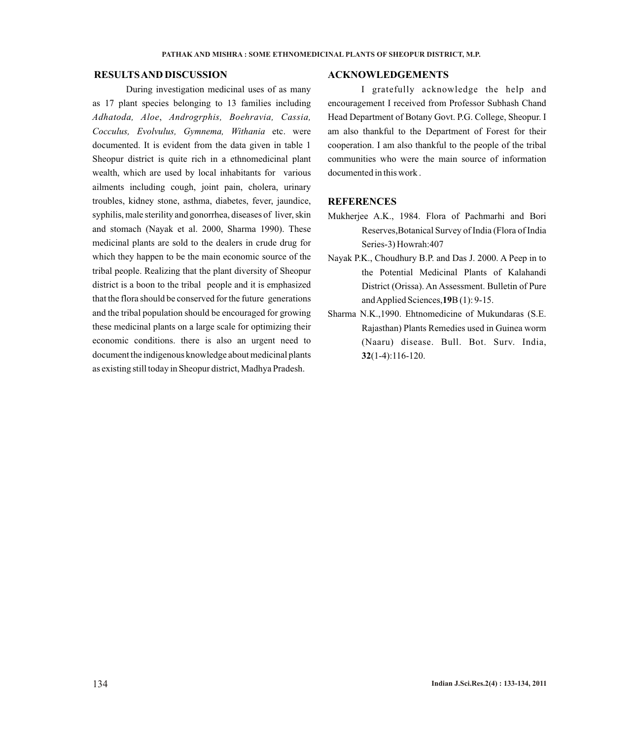## RESULTS AND DISCUSSION

During investigation medicinal uses of as many as 17 plant species belonging to 13 families including *Adhatoda, Aloe*, *Andrigrphis, Boehravia, Cassia, Cocculus, Evolvulus, Gymnema, Withania* etc. were documented. It is evident from the data given in table 1 Sheopur district is quite rich in a ethnomedicinal plant wealth, which are used by local inhabitants for various ailments including cough, joint pain, cholera, urinary troubles, kidney stone, asthma, diabetes, fever, jaundice, syphilis, male sterility and gonorrhea, diseases of liver, skin and stomach (Nayak et al. 2000, Sharma 1990). These medicinal plants are sold to the dealers in crude drug for which they happen to be the main economic source of the tribal people. Realizing that the plant diversity of Sheopur district is a boon to the tribal people and it is emphasized that the flora should be conserved for the future generations and the tribal population should be encouraged for growing these medicinal plants on a large scale for optimizing their economic conditions. there is also an urgent need to document the indigenous knowledge about medicinal plants as existing still today in Sheopur district, Madhya Pradesh.

## ACKNOWLEDGEMENTS

I gratefully acknowledge the help and encouragement I received from Professor Subhash Chand Head Department of Botany Govt. P.G. College, Sheopur. I am also thankful to the Department of Forest for their cooperation. I am also thankful to the people of the tribal communities who were the main source of information documented in this work .

## REFERENCES

Mukherjee A.K., 1984. Flora of Pachmarhi and Bori Reserves,Botanical Survey of India (Flora of India Series-3) Howrah:407

Nayak P.K., Choudhury B.P. and Das J. 2000. A Peep in to the Potential Medicinal Plants of Kalahandi District (Orissa). An Assessment. Bulletin of Pure and Applied Sciences,**19**B (1): 9-15.

Sharma N.K.,1990. Ehtnomedicine of Mukundaras (S.E. Rajasthan) Plants Remedies used in Guinea worm (Naaru) disease. Bull. Bot. Surv. India, **32**(1-4):116-120.